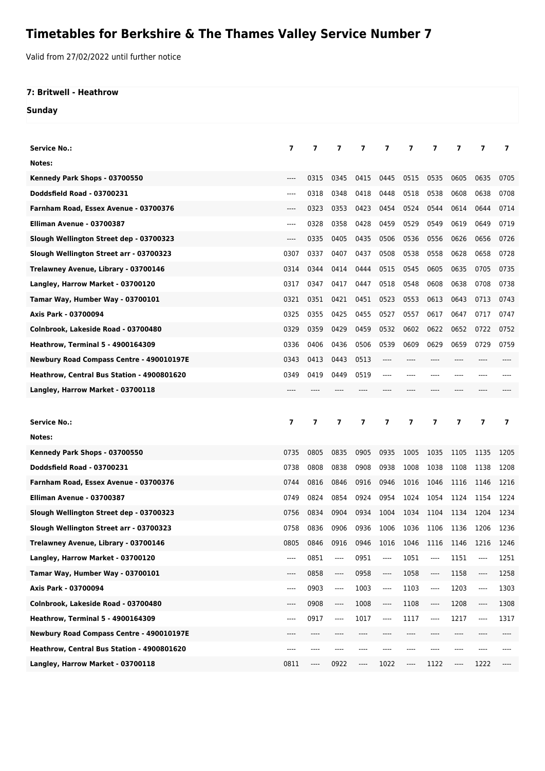# Timetables for Berkshire & The Thames Valley Service Number 7

Valid from 27/02/2022 until further notice

**7: Britwell - Heathrow**

**Sunday**

| Service No.: | 7 | 7 | 7 | 7 | 7 | 7 | 7 | 7 | 7 | 7 |
|---|---|---|---|---|---|---|---|---|---|---|
| Notes: | | | | | | | | | | |
| Kennedy Park Shops - 03700550 | ---- | 0315 | 0345 | 0415 | 0445 | 0515 | 0535 | 0605 | 0635 | 0705 |
| Doddsfield Road - 03700231 | ---- | 0318 | 0348 | 0418 | 0448 | 0518 | 0538 | 0608 | 0638 | 0708 |
| Farnham Road, Essex Avenue - 03700376 | ---- | 0323 | 0353 | 0423 | 0454 | 0524 | 0544 | 0614 | 0644 | 0714 |
| Elliman Avenue - 03700387 | ---- | 0328 | 0358 | 0428 | 0459 | 0529 | 0549 | 0619 | 0649 | 0719 |
| Slough Wellington Street dep - 03700323 | ---- | 0335 | 0405 | 0435 | 0506 | 0536 | 0556 | 0626 | 0656 | 0726 |
| Slough Wellington Street arr - 03700323 | 0307 | 0337 | 0407 | 0437 | 0508 | 0538 | 0558 | 0628 | 0658 | 0728 |
| Trelawney Avenue, Library - 03700146 | 0314 | 0344 | 0414 | 0444 | 0515 | 0545 | 0605 | 0635 | 0705 | 0735 |
| Langley, Harrow Market - 03700120 | 0317 | 0347 | 0417 | 0447 | 0518 | 0548 | 0608 | 0638 | 0708 | 0738 |
| Tamar Way, Humber Way - 03700101 | 0321 | 0351 | 0421 | 0451 | 0523 | 0553 | 0613 | 0643 | 0713 | 0743 |
| Axis Park - 03700094 | 0325 | 0355 | 0425 | 0455 | 0527 | 0557 | 0617 | 0647 | 0717 | 0747 |
| Colnbrook, Lakeside Road - 03700480 | 0329 | 0359 | 0429 | 0459 | 0532 | 0602 | 0622 | 0652 | 0722 | 0752 |
| Heathrow, Terminal 5 - 4900164309 | 0336 | 0406 | 0436 | 0506 | 0539 | 0609 | 0629 | 0659 | 0729 | 0759 |
| Newbury Road Compass Centre - 490010197E | 0343 | 0413 | 0443 | 0513 | ---- | ---- | ---- | ---- | ---- | ---- |
| Heathrow, Central Bus Station - 4900801620 | 0349 | 0419 | 0449 | 0519 | ---- | ---- | ---- | ---- | ---- | ---- |
| Langley, Harrow Market - 03700118 | ---- | ---- | ---- | ---- | ---- | ---- | ---- | ---- | ---- | ---- |

| Service No.: | 7 | 7 | 7 | 7 | 7 | 7 | 7 | 7 | 7 | 7 |
|---|---|---|---|---|---|---|---|---|---|---|
| Notes: | | | | | | | | | | |
| Kennedy Park Shops - 03700550 | 0735 | 0805 | 0835 | 0905 | 0935 | 1005 | 1035 | 1105 | 1135 | 1205 |
| Doddsfield Road - 03700231 | 0738 | 0808 | 0838 | 0908 | 0938 | 1008 | 1038 | 1108 | 1138 | 1208 |
| Farnham Road, Essex Avenue - 03700376 | 0744 | 0816 | 0846 | 0916 | 0946 | 1016 | 1046 | 1116 | 1146 | 1216 |
| Elliman Avenue - 03700387 | 0749 | 0824 | 0854 | 0924 | 0954 | 1024 | 1054 | 1124 | 1154 | 1224 |
| Slough Wellington Street dep - 03700323 | 0756 | 0834 | 0904 | 0934 | 1004 | 1034 | 1104 | 1134 | 1204 | 1234 |
| Slough Wellington Street arr - 03700323 | 0758 | 0836 | 0906 | 0936 | 1006 | 1036 | 1106 | 1136 | 1206 | 1236 |
| Trelawney Avenue, Library - 03700146 | 0805 | 0846 | 0916 | 0946 | 1016 | 1046 | 1116 | 1146 | 1216 | 1246 |
| Langley, Harrow Market - 03700120 | ---- | 0851 | ---- | 0951 | ---- | 1051 | ---- | 1151 | ---- | 1251 |
| Tamar Way, Humber Way - 03700101 | ---- | 0858 | ---- | 0958 | ---- | 1058 | ---- | 1158 | ---- | 1258 |
| Axis Park - 03700094 | ---- | 0903 | ---- | 1003 | ---- | 1103 | ---- | 1203 | ---- | 1303 |
| Colnbrook, Lakeside Road - 03700480 | ---- | 0908 | ---- | 1008 | ---- | 1108 | ---- | 1208 | ---- | 1308 |
| Heathrow, Terminal 5 - 4900164309 | ---- | 0917 | ---- | 1017 | ---- | 1117 | ---- | 1217 | ---- | 1317 |
| Newbury Road Compass Centre - 490010197E | ---- | ---- | ---- | ---- | ---- | ---- | ---- | ---- | ---- | ---- |
| Heathrow, Central Bus Station - 4900801620 | ---- | ---- | ---- | ---- | ---- | ---- | ---- | ---- | ---- | ---- |
| Langley, Harrow Market - 03700118 | 0811 | ---- | 0922 | ---- | 1022 | ---- | 1122 | ---- | 1222 | ---- |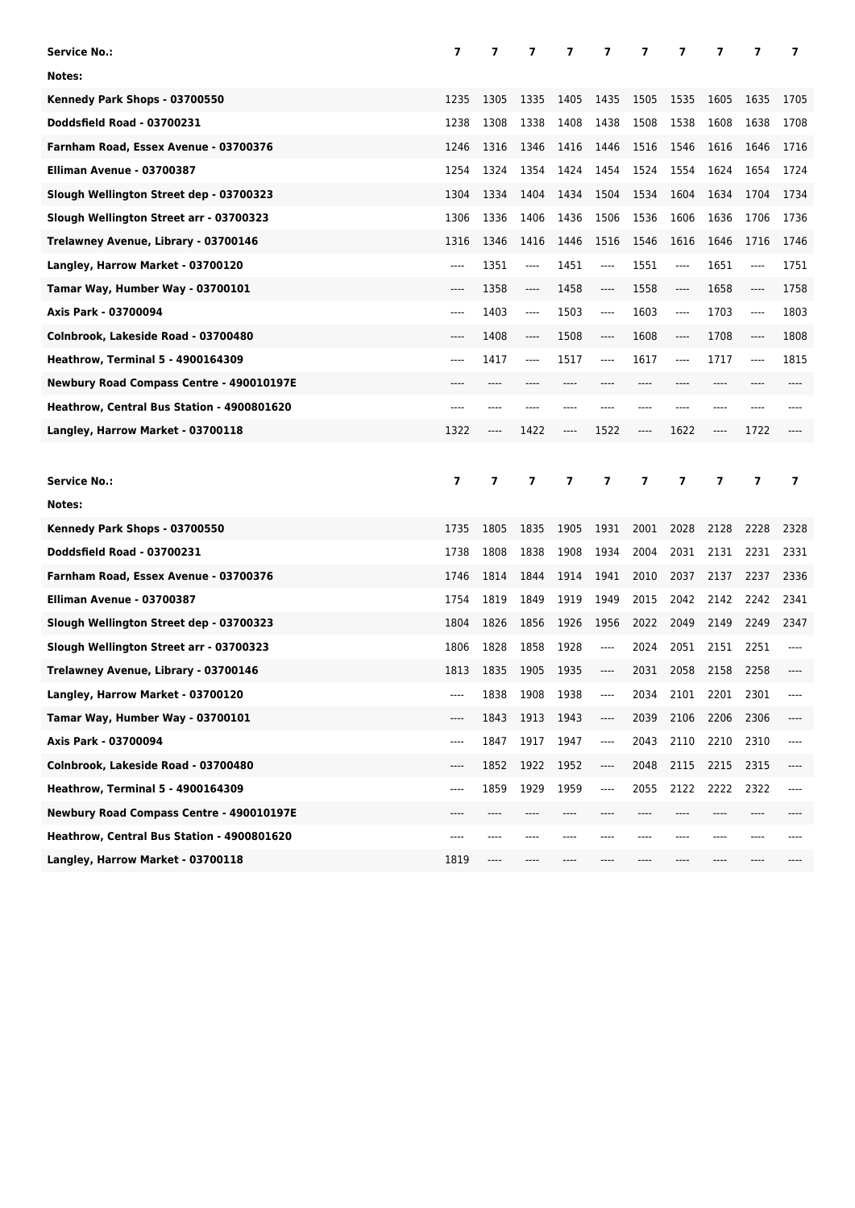| Service No.: | 7 | 7 | 7 | 7 | 7 | 7 | 7 | 7 | 7 | 7 |
|---|---|---|---|---|---|---|---|---|---|---|
| Notes: | | | | | | | | | | |
| Kennedy Park Shops - 03700550 | 1235 | 1305 | 1335 | 1405 | 1435 | 1505 | 1535 | 1605 | 1635 | 1705 |
| Doddsfield Road - 03700231 | 1238 | 1308 | 1338 | 1408 | 1438 | 1508 | 1538 | 1608 | 1638 | 1708 |
| Farnham Road, Essex Avenue - 03700376 | 1246 | 1316 | 1346 | 1416 | 1446 | 1516 | 1546 | 1616 | 1646 | 1716 |
| Elliman Avenue - 03700387 | 1254 | 1324 | 1354 | 1424 | 1454 | 1524 | 1554 | 1624 | 1654 | 1724 |
| Slough Wellington Street dep - 03700323 | 1304 | 1334 | 1404 | 1434 | 1504 | 1534 | 1604 | 1634 | 1704 | 1734 |
| Slough Wellington Street arr - 03700323 | 1306 | 1336 | 1406 | 1436 | 1506 | 1536 | 1606 | 1636 | 1706 | 1736 |
| Trelawney Avenue, Library - 03700146 | 1316 | 1346 | 1416 | 1446 | 1516 | 1546 | 1616 | 1646 | 1716 | 1746 |
| Langley, Harrow Market - 03700120 | ---- | 1351 | ---- | 1451 | ---- | 1551 | ---- | 1651 | ---- | 1751 |
| Tamar Way, Humber Way - 03700101 | ---- | 1358 | ---- | 1458 | ---- | 1558 | ---- | 1658 | ---- | 1758 |
| Axis Park - 03700094 | ---- | 1403 | ---- | 1503 | ---- | 1603 | ---- | 1703 | ---- | 1803 |
| Colnbrook, Lakeside Road - 03700480 | ---- | 1408 | ---- | 1508 | ---- | 1608 | ---- | 1708 | ---- | 1808 |
| Heathrow, Terminal 5 - 4900164309 | ---- | 1417 | ---- | 1517 | ---- | 1617 | ---- | 1717 | ---- | 1815 |
| Newbury Road Compass Centre - 490010197E | ---- | ---- | ---- | ---- | ---- | ---- | ---- | ---- | ---- | ---- |
| Heathrow, Central Bus Station - 4900801620 | ---- | ---- | ---- | ---- | ---- | ---- | ---- | ---- | ---- | ---- |
| Langley, Harrow Market - 03700118 | 1322 | ---- | 1422 | ---- | 1522 | ---- | 1622 | ---- | 1722 | ---- |

| Service No.: | 7 | 7 | 7 | 7 | 7 | 7 | 7 | 7 | 7 | 7 |
|---|---|---|---|---|---|---|---|---|---|---|
| Notes: | | | | | | | | | | |
| Kennedy Park Shops - 03700550 | 1735 | 1805 | 1835 | 1905 | 1931 | 2001 | 2028 | 2128 | 2228 | 2328 |
| Doddsfield Road - 03700231 | 1738 | 1808 | 1838 | 1908 | 1934 | 2004 | 2031 | 2131 | 2231 | 2331 |
| Farnham Road, Essex Avenue - 03700376 | 1746 | 1814 | 1844 | 1914 | 1941 | 2010 | 2037 | 2137 | 2237 | 2336 |
| Elliman Avenue - 03700387 | 1754 | 1819 | 1849 | 1919 | 1949 | 2015 | 2042 | 2142 | 2242 | 2341 |
| Slough Wellington Street dep - 03700323 | 1804 | 1826 | 1856 | 1926 | 1956 | 2022 | 2049 | 2149 | 2249 | 2347 |
| Slough Wellington Street arr - 03700323 | 1806 | 1828 | 1858 | 1928 | ---- | 2024 | 2051 | 2151 | 2251 | ---- |
| Trelawney Avenue, Library - 03700146 | 1813 | 1835 | 1905 | 1935 | ---- | 2031 | 2058 | 2158 | 2258 | ---- |
| Langley, Harrow Market - 03700120 | ---- | 1838 | 1908 | 1938 | ---- | 2034 | 2101 | 2201 | 2301 | ---- |
| Tamar Way, Humber Way - 03700101 | ---- | 1843 | 1913 | 1943 | ---- | 2039 | 2106 | 2206 | 2306 | ---- |
| Axis Park - 03700094 | ---- | 1847 | 1917 | 1947 | ---- | 2043 | 2110 | 2210 | 2310 | ---- |
| Colnbrook, Lakeside Road - 03700480 | ---- | 1852 | 1922 | 1952 | ---- | 2048 | 2115 | 2215 | 2315 | ---- |
| Heathrow, Terminal 5 - 4900164309 | ---- | 1859 | 1929 | 1959 | ---- | 2055 | 2122 | 2222 | 2322 | ---- |
| Newbury Road Compass Centre - 490010197E | ---- | ---- | ---- | ---- | ---- | ---- | ---- | ---- | ---- | ---- |
| Heathrow, Central Bus Station - 4900801620 | ---- | ---- | ---- | ---- | ---- | ---- | ---- | ---- | ---- | ---- |
| Langley, Harrow Market - 03700118 | 1819 | ---- | ---- | ---- | ---- | ---- | ---- | ---- | ---- | ---- |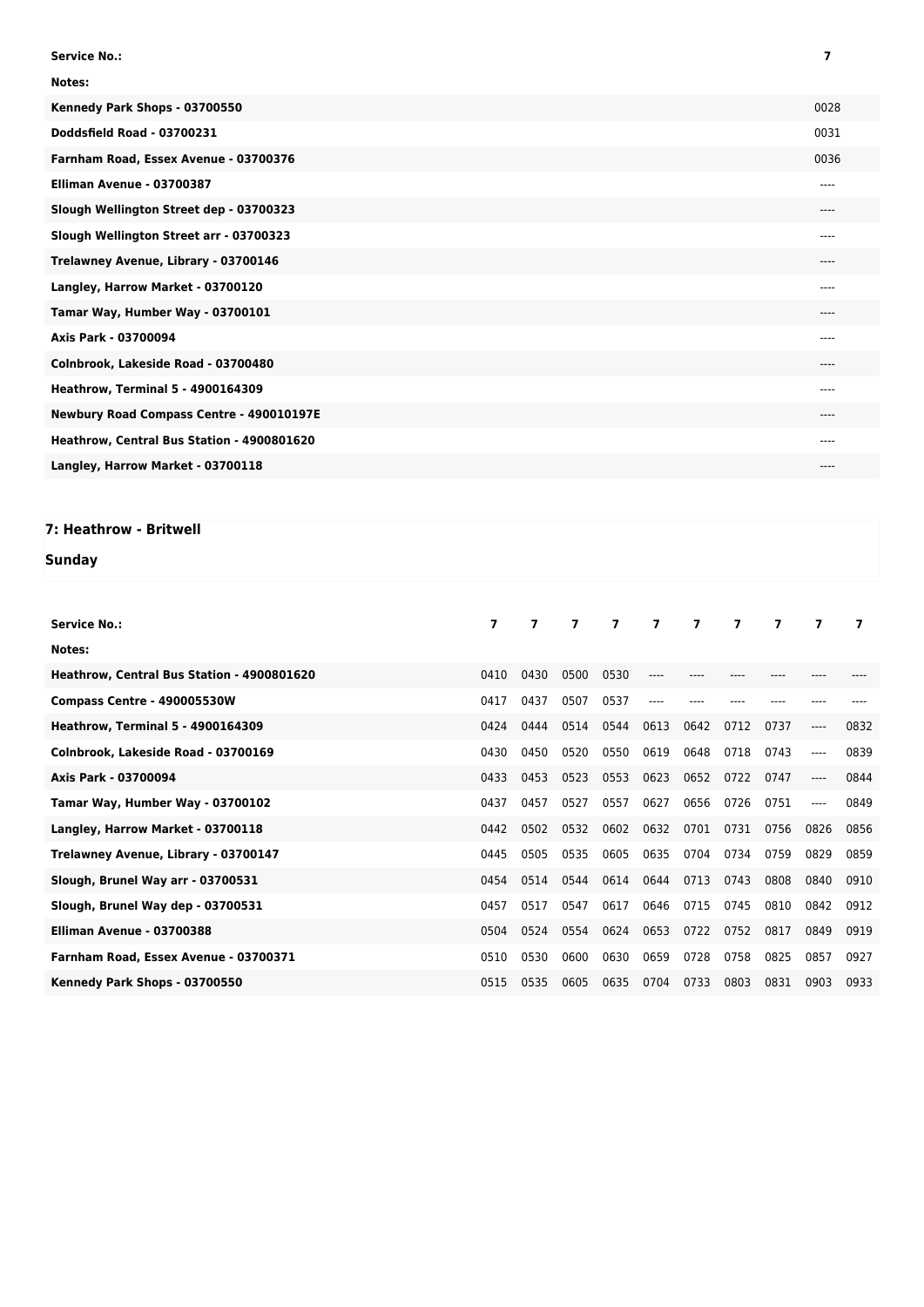| Service No.: | 7 |
| --- | --- |
| Notes: | |
| Kennedy Park Shops - 03700550 | 0028 |
| Doddsfield Road - 03700231 | 0031 |
| Farnham Road, Essex Avenue - 03700376 | 0036 |
| Elliman Avenue - 03700387 | ---- |
| Slough Wellington Street dep - 03700323 | ---- |
| Slough Wellington Street arr - 03700323 | ---- |
| Trelawney Avenue, Library - 03700146 | ---- |
| Langley, Harrow Market - 03700120 | ---- |
| Tamar Way, Humber Way - 03700101 | ---- |
| Axis Park - 03700094 | ---- |
| Colnbrook, Lakeside Road - 03700480 | ---- |
| Heathrow, Terminal 5 - 4900164309 | ---- |
| Newbury Road Compass Centre - 490010197E | ---- |
| Heathrow, Central Bus Station - 4900801620 | ---- |
| Langley, Harrow Market - 03700118 | ---- |

## 7: Heathrow - Britwell

### Sunday

| Service No.: | 7 | 7 | 7 | 7 | 7 | 7 | 7 | 7 | 7 | 7 |
| --- | --- | --- | --- | --- | --- | --- | --- | --- | --- | --- |
| Notes: | | | | | | | | | | |
| Heathrow, Central Bus Station - 4900801620 | 0410 | 0430 | 0500 | 0530 | ---- | ---- | ---- | ---- | ---- | ---- |
| Compass Centre - 490005530W | 0417 | 0437 | 0507 | 0537 | ---- | ---- | ---- | ---- | ---- | ---- |
| Heathrow, Terminal 5 - 4900164309 | 0424 | 0444 | 0514 | 0544 | 0613 | 0642 | 0712 | 0737 | ---- | 0832 |
| Colnbrook, Lakeside Road - 03700169 | 0430 | 0450 | 0520 | 0550 | 0619 | 0648 | 0718 | 0743 | ---- | 0839 |
| Axis Park - 03700094 | 0433 | 0453 | 0523 | 0553 | 0623 | 0652 | 0722 | 0747 | ---- | 0844 |
| Tamar Way, Humber Way - 03700102 | 0437 | 0457 | 0527 | 0557 | 0627 | 0656 | 0726 | 0751 | ---- | 0849 |
| Langley, Harrow Market - 03700118 | 0442 | 0502 | 0532 | 0602 | 0632 | 0701 | 0731 | 0756 | 0826 | 0856 |
| Trelawney Avenue, Library - 03700147 | 0445 | 0505 | 0535 | 0605 | 0635 | 0704 | 0734 | 0759 | 0829 | 0859 |
| Slough, Brunel Way arr - 03700531 | 0454 | 0514 | 0544 | 0614 | 0644 | 0713 | 0743 | 0808 | 0840 | 0910 |
| Slough, Brunel Way dep - 03700531 | 0457 | 0517 | 0547 | 0617 | 0646 | 0715 | 0745 | 0810 | 0842 | 0912 |
| Elliman Avenue - 03700388 | 0504 | 0524 | 0554 | 0624 | 0653 | 0722 | 0752 | 0817 | 0849 | 0919 |
| Farnham Road, Essex Avenue - 03700371 | 0510 | 0530 | 0600 | 0630 | 0659 | 0728 | 0758 | 0825 | 0857 | 0927 |
| Kennedy Park Shops - 03700550 | 0515 | 0535 | 0605 | 0635 | 0704 | 0733 | 0803 | 0831 | 0903 | 0933 |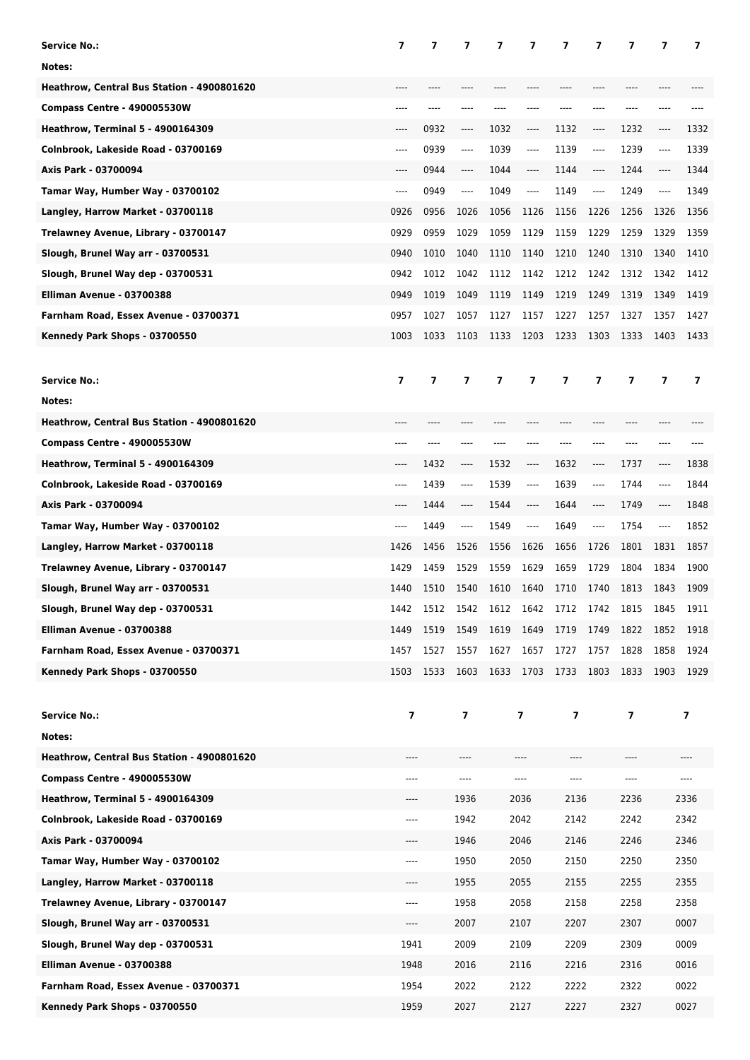| Service No.: | 7 | 7 | 7 | 7 | 7 | 7 | 7 | 7 | 7 | 7 |
|---|---|---|---|---|---|---|---|---|---|---|
| Notes: | | | | | | | | | | |
| Heathrow, Central Bus Station - 4900801620 | ---- | ---- | ---- | ---- | ---- | ---- | ---- | ---- | ---- | ---- |
| Compass Centre - 490005530W | ---- | ---- | ---- | ---- | ---- | ---- | ---- | ---- | ---- | ---- |
| Heathrow, Terminal 5 - 4900164309 | ---- | 0932 | ---- | 1032 | ---- | 1132 | ---- | 1232 | ---- | 1332 |
| Colnbrook, Lakeside Road - 03700169 | ---- | 0939 | ---- | 1039 | ---- | 1139 | ---- | 1239 | ---- | 1339 |
| Axis Park - 03700094 | ---- | 0944 | ---- | 1044 | ---- | 1144 | ---- | 1244 | ---- | 1344 |
| Tamar Way, Humber Way - 03700102 | ---- | 0949 | ---- | 1049 | ---- | 1149 | ---- | 1249 | ---- | 1349 |
| Langley, Harrow Market - 03700118 | 0926 | 0956 | 1026 | 1056 | 1126 | 1156 | 1226 | 1256 | 1326 | 1356 |
| Trelawney Avenue, Library - 03700147 | 0929 | 0959 | 1029 | 1059 | 1129 | 1159 | 1229 | 1259 | 1329 | 1359 |
| Slough, Brunel Way arr - 03700531 | 0940 | 1010 | 1040 | 1110 | 1140 | 1210 | 1240 | 1310 | 1340 | 1410 |
| Slough, Brunel Way dep - 03700531 | 0942 | 1012 | 1042 | 1112 | 1142 | 1212 | 1242 | 1312 | 1342 | 1412 |
| Elliman Avenue - 03700388 | 0949 | 1019 | 1049 | 1119 | 1149 | 1219 | 1249 | 1319 | 1349 | 1419 |
| Farnham Road, Essex Avenue - 03700371 | 0957 | 1027 | 1057 | 1127 | 1157 | 1227 | 1257 | 1327 | 1357 | 1427 |
| Kennedy Park Shops - 03700550 | 1003 | 1033 | 1103 | 1133 | 1203 | 1233 | 1303 | 1333 | 1403 | 1433 |

| Service No.: | 7 | 7 | 7 | 7 | 7 | 7 | 7 | 7 | 7 | 7 |
|---|---|---|---|---|---|---|---|---|---|---|
| Notes: | | | | | | | | | | |
| Heathrow, Central Bus Station - 4900801620 | ---- | ---- | ---- | ---- | ---- | ---- | ---- | ---- | ---- | ---- |
| Compass Centre - 490005530W | ---- | ---- | ---- | ---- | ---- | ---- | ---- | ---- | ---- | ---- |
| Heathrow, Terminal 5 - 4900164309 | ---- | 1432 | ---- | 1532 | ---- | 1632 | ---- | 1737 | ---- | 1838 |
| Colnbrook, Lakeside Road - 03700169 | ---- | 1439 | ---- | 1539 | ---- | 1639 | ---- | 1744 | ---- | 1844 |
| Axis Park - 03700094 | ---- | 1444 | ---- | 1544 | ---- | 1644 | ---- | 1749 | ---- | 1848 |
| Tamar Way, Humber Way - 03700102 | ---- | 1449 | ---- | 1549 | ---- | 1649 | ---- | 1754 | ---- | 1852 |
| Langley, Harrow Market - 03700118 | 1426 | 1456 | 1526 | 1556 | 1626 | 1656 | 1726 | 1801 | 1831 | 1857 |
| Trelawney Avenue, Library - 03700147 | 1429 | 1459 | 1529 | 1559 | 1629 | 1659 | 1729 | 1804 | 1834 | 1900 |
| Slough, Brunel Way arr - 03700531 | 1440 | 1510 | 1540 | 1610 | 1640 | 1710 | 1740 | 1813 | 1843 | 1909 |
| Slough, Brunel Way dep - 03700531 | 1442 | 1512 | 1542 | 1612 | 1642 | 1712 | 1742 | 1815 | 1845 | 1911 |
| Elliman Avenue - 03700388 | 1449 | 1519 | 1549 | 1619 | 1649 | 1719 | 1749 | 1822 | 1852 | 1918 |
| Farnham Road, Essex Avenue - 03700371 | 1457 | 1527 | 1557 | 1627 | 1657 | 1727 | 1757 | 1828 | 1858 | 1924 |
| Kennedy Park Shops - 03700550 | 1503 | 1533 | 1603 | 1633 | 1703 | 1733 | 1803 | 1833 | 1903 | 1929 |

| Service No.: | 7 | 7 | 7 | 7 | 7 | 7 |
|---|---|---|---|---|---|---|
| Notes: | | | | | | |
| Heathrow, Central Bus Station - 4900801620 | ---- | ---- | ---- | ---- | ---- | ---- |
| Compass Centre - 490005530W | ---- | ---- | ---- | ---- | ---- | ---- |
| Heathrow, Terminal 5 - 4900164309 | ---- | 1936 | 2036 | 2136 | 2236 | 2336 |
| Colnbrook, Lakeside Road - 03700169 | ---- | 1942 | 2042 | 2142 | 2242 | 2342 |
| Axis Park - 03700094 | ---- | 1946 | 2046 | 2146 | 2246 | 2346 |
| Tamar Way, Humber Way - 03700102 | ---- | 1950 | 2050 | 2150 | 2250 | 2350 |
| Langley, Harrow Market - 03700118 | ---- | 1955 | 2055 | 2155 | 2255 | 2355 |
| Trelawney Avenue, Library - 03700147 | ---- | 1958 | 2058 | 2158 | 2258 | 2358 |
| Slough, Brunel Way arr - 03700531 | ---- | 2007 | 2107 | 2207 | 2307 | 0007 |
| Slough, Brunel Way dep - 03700531 | 1941 | 2009 | 2109 | 2209 | 2309 | 0009 |
| Elliman Avenue - 03700388 | 1948 | 2016 | 2116 | 2216 | 2316 | 0016 |
| Farnham Road, Essex Avenue - 03700371 | 1954 | 2022 | 2122 | 2222 | 2322 | 0022 |
| Kennedy Park Shops - 03700550 | 1959 | 2027 | 2127 | 2227 | 2327 | 0027 |